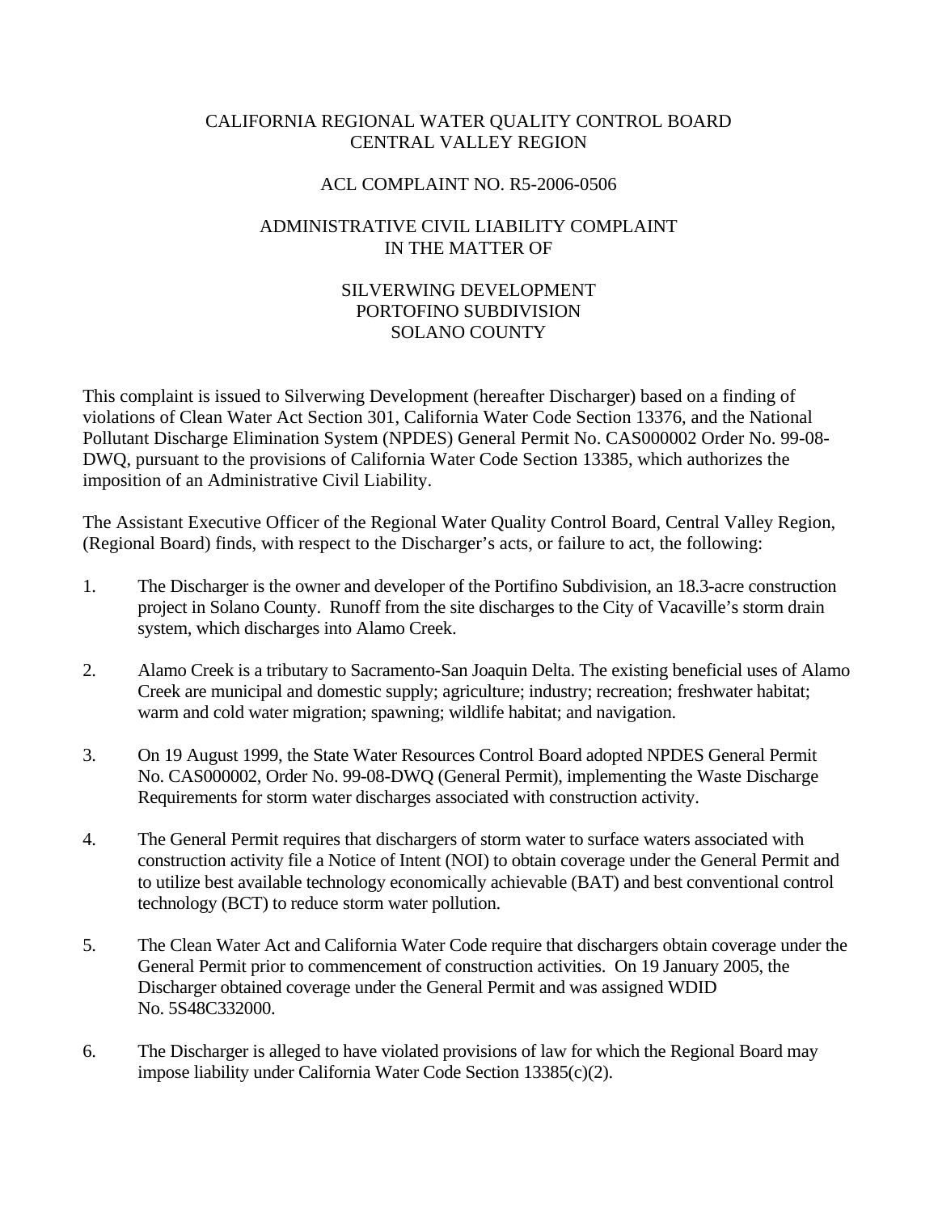CALIFORNIA REGIONAL WATER QUALITY CONTROL BOARD
CENTRAL VALLEY REGION

ACL COMPLAINT NO. R5-2006-0506

ADMINISTRATIVE CIVIL LIABILITY COMPLAINT
IN THE MATTER OF

SILVERWING DEVELOPMENT
PORTOFINO SUBDIVISION
SOLANO COUNTY

This complaint is issued to Silverwing Development (hereafter Discharger) based on a finding of violations of Clean Water Act Section 301, California Water Code Section 13376, and the National Pollutant Discharge Elimination System (NPDES) General Permit No. CAS000002 Order No. 99-08-DWQ, pursuant to the provisions of California Water Code Section 13385, which authorizes the imposition of an Administrative Civil Liability.

The Assistant Executive Officer of the Regional Water Quality Control Board, Central Valley Region, (Regional Board) finds, with respect to the Discharger's acts, or failure to act, the following:

1. The Discharger is the owner and developer of the Portifino Subdivision, an 18.3-acre construction project in Solano County. Runoff from the site discharges to the City of Vacaville's storm drain system, which discharges into Alamo Creek.

2. Alamo Creek is a tributary to Sacramento-San Joaquin Delta. The existing beneficial uses of Alamo Creek are municipal and domestic supply; agriculture; industry; recreation; freshwater habitat; warm and cold water migration; spawning; wildlife habitat; and navigation.

3. On 19 August 1999, the State Water Resources Control Board adopted NPDES General Permit No. CAS000002, Order No. 99-08-DWQ (General Permit), implementing the Waste Discharge Requirements for storm water discharges associated with construction activity.

4. The General Permit requires that dischargers of storm water to surface waters associated with construction activity file a Notice of Intent (NOI) to obtain coverage under the General Permit and to utilize best available technology economically achievable (BAT) and best conventional control technology (BCT) to reduce storm water pollution.

5. The Clean Water Act and California Water Code require that dischargers obtain coverage under the General Permit prior to commencement of construction activities. On 19 January 2005, the Discharger obtained coverage under the General Permit and was assigned WDID No. 5S48C332000.

6. The Discharger is alleged to have violated provisions of law for which the Regional Board may impose liability under California Water Code Section 13385(c)(2).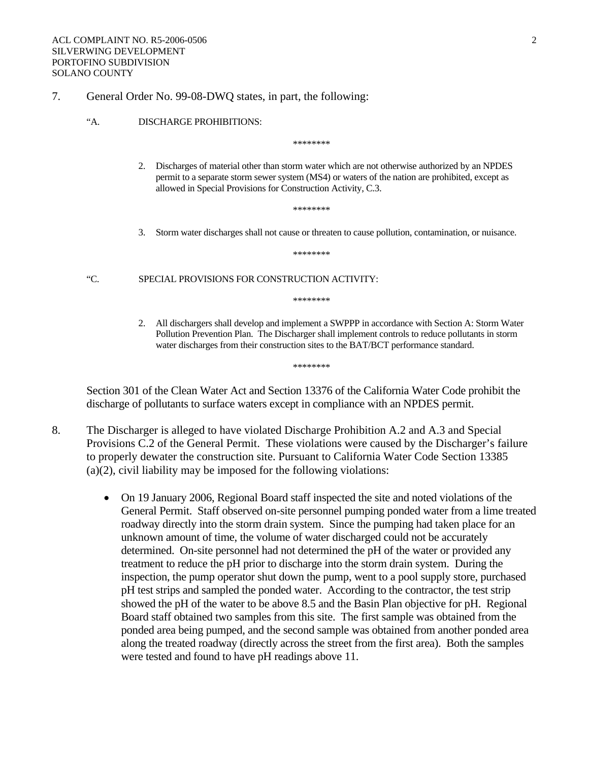7. General Order No. 99-08-DWQ states, in part, the following:

"A. DISCHARGE PROHIBITIONS:

********

2. Discharges of material other than storm water which are not otherwise authorized by an NPDES permit to a separate storm sewer system (MS4) or waters of the nation are prohibited, except as allowed in Special Provisions for Construction Activity, C.3.

********

3. Storm water discharges shall not cause or threaten to cause pollution, contamination, or nuisance.

********

"C. SPECIAL PROVISIONS FOR CONSTRUCTION ACTIVITY:

********

2. All dischargers shall develop and implement a SWPPP in accordance with Section A: Storm Water Pollution Prevention Plan. The Discharger shall implement controls to reduce pollutants in storm water discharges from their construction sites to the BAT/BCT performance standard.

********

Section 301 of the Clean Water Act and Section 13376 of the California Water Code prohibit the discharge of pollutants to surface waters except in compliance with an NPDES permit.

8. The Discharger is alleged to have violated Discharge Prohibition A.2 and A.3 and Special Provisions C.2 of the General Permit. These violations were caused by the Discharger's failure to properly dewater the construction site. Pursuant to California Water Code Section 13385 (a)(2), civil liability may be imposed for the following violations:

- On 19 January 2006, Regional Board staff inspected the site and noted violations of the General Permit. Staff observed on-site personnel pumping ponded water from a lime treated roadway directly into the storm drain system. Since the pumping had taken place for an unknown amount of time, the volume of water discharged could not be accurately determined. On-site personnel had not determined the pH of the water or provided any treatment to reduce the pH prior to discharge into the storm drain system. During the inspection, the pump operator shut down the pump, went to a pool supply store, purchased pH test strips and sampled the ponded water. According to the contractor, the test strip showed the pH of the water to be above 8.5 and the Basin Plan objective for pH. Regional Board staff obtained two samples from this site. The first sample was obtained from the ponded area being pumped, and the second sample was obtained from another ponded area along the treated roadway (directly across the street from the first area). Both the samples were tested and found to have pH readings above 11.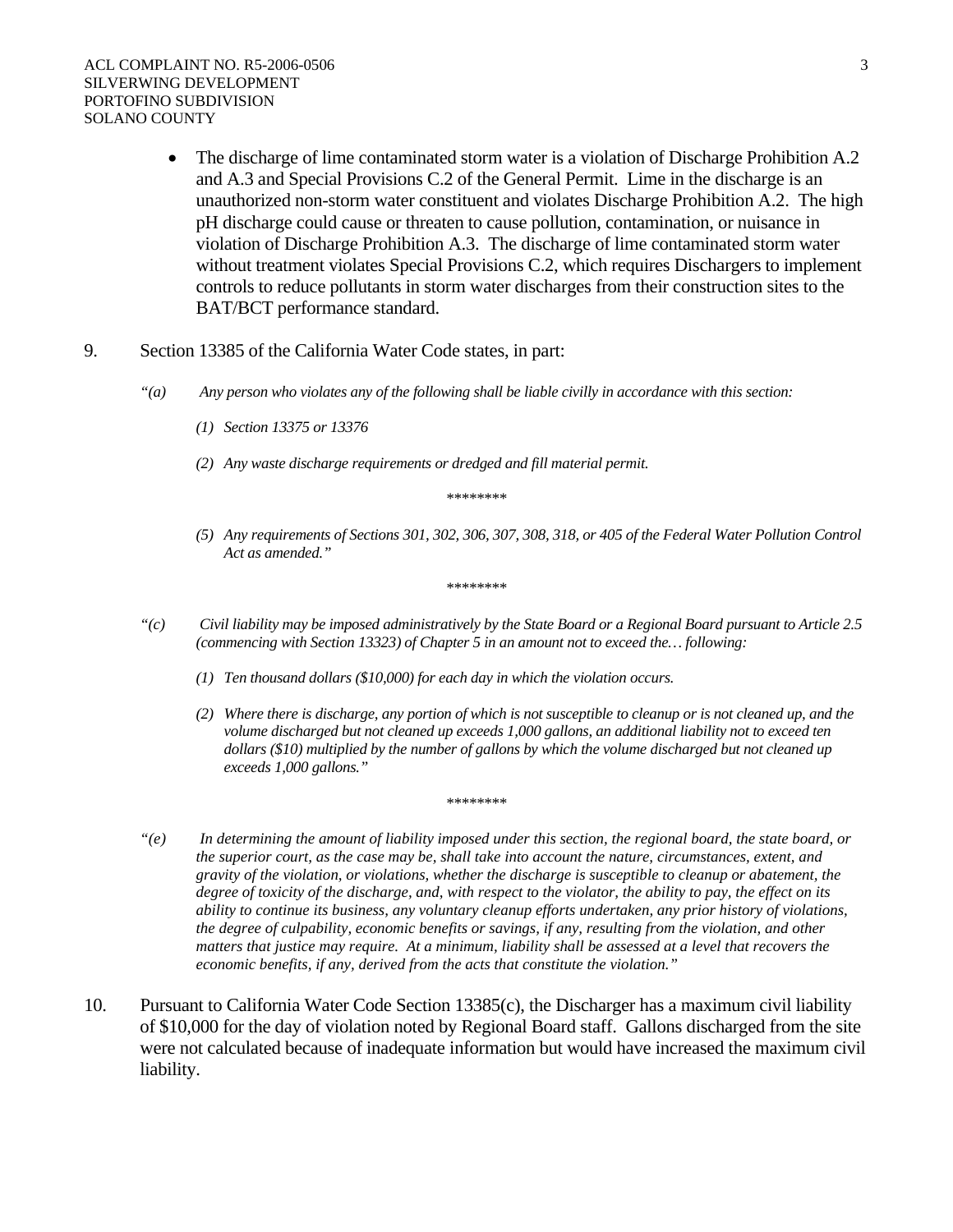- The discharge of lime contaminated storm water is a violation of Discharge Prohibition A.2 and A.3 and Special Provisions C.2 of the General Permit. Lime in the discharge is an unauthorized non-storm water constituent and violates Discharge Prohibition A.2. The high pH discharge could cause or threaten to cause pollution, contamination, or nuisance in violation of Discharge Prohibition A.3. The discharge of lime contaminated storm water without treatment violates Special Provisions C.2, which requires Dischargers to implement controls to reduce pollutants in storm water discharges from their construction sites to the BAT/BCT performance standard.

9. Section 13385 of the California Water Code states, in part:

*"(a) Any person who violates any of the following shall be liable civilly in accordance with this section:*

*(1) Section 13375 or 13376*

*(2) Any waste discharge requirements or dredged and fill material permit.*

\*\*\*\*\*\*\*\*

*(5) Any requirements of Sections 301, 302, 306, 307, 308, 318, or 405 of the Federal Water Pollution Control Act as amended."*

\*\*\*\*\*\*\*\*

*"(c) Civil liability may be imposed administratively by the State Board or a Regional Board pursuant to Article 2.5 (commencing with Section 13323) of Chapter 5 in an amount not to exceed the… following:*

*(1) Ten thousand dollars ($10,000) for each day in which the violation occurs.*

*(2) Where there is discharge, any portion of which is not susceptible to cleanup or is not cleaned up, and the volume discharged but not cleaned up exceeds 1,000 gallons, an additional liability not to exceed ten dollars ($10) multiplied by the number of gallons by which the volume discharged but not cleaned up exceeds 1,000 gallons."*

\*\*\*\*\*\*\*\*

*"(e) In determining the amount of liability imposed under this section, the regional board, the state board, or the superior court, as the case may be, shall take into account the nature, circumstances, extent, and gravity of the violation, or violations, whether the discharge is susceptible to cleanup or abatement, the degree of toxicity of the discharge, and, with respect to the violator, the ability to pay, the effect on its ability to continue its business, any voluntary cleanup efforts undertaken, any prior history of violations, the degree of culpability, economic benefits or savings, if any, resulting from the violation, and other matters that justice may require. At a minimum, liability shall be assessed at a level that recovers the economic benefits, if any, derived from the acts that constitute the violation."*

10. Pursuant to California Water Code Section 13385(c), the Discharger has a maximum civil liability of $10,000 for the day of violation noted by Regional Board staff. Gallons discharged from the site were not calculated because of inadequate information but would have increased the maximum civil liability.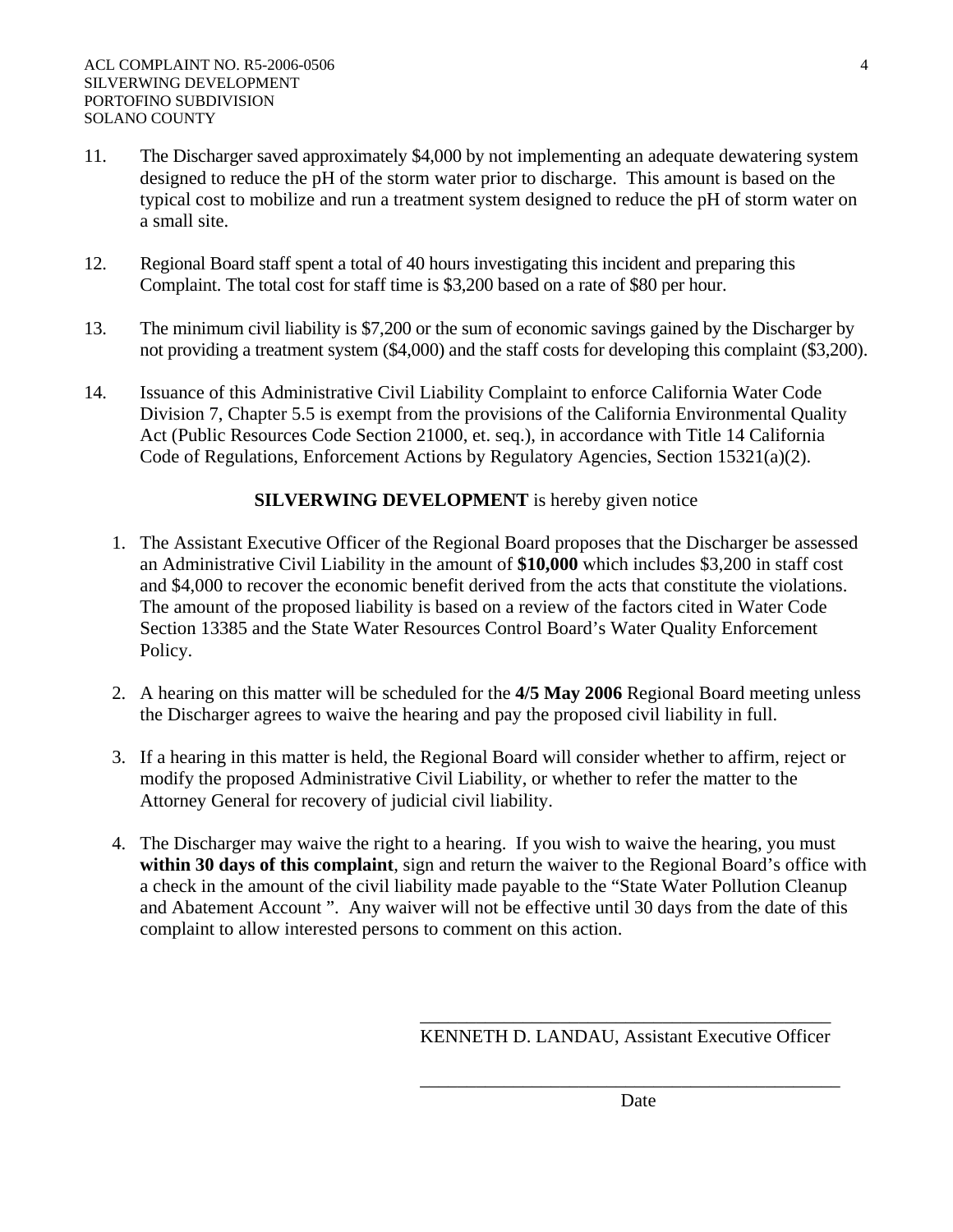11. The Discharger saved approximately $4,000 by not implementing an adequate dewatering system designed to reduce the pH of the storm water prior to discharge. This amount is based on the typical cost to mobilize and run a treatment system designed to reduce the pH of storm water on a small site.

12. Regional Board staff spent a total of 40 hours investigating this incident and preparing this Complaint. The total cost for staff time is $3,200 based on a rate of $80 per hour.

13. The minimum civil liability is $7,200 or the sum of economic savings gained by the Discharger by not providing a treatment system ($4,000) and the staff costs for developing this complaint ($3,200).

14. Issuance of this Administrative Civil Liability Complaint to enforce California Water Code Division 7, Chapter 5.5 is exempt from the provisions of the California Environmental Quality Act (Public Resources Code Section 21000, et. seq.), in accordance with Title 14 California Code of Regulations, Enforcement Actions by Regulatory Agencies, Section 15321(a)(2).

**SILVERWING DEVELOPMENT** is hereby given notice

1. The Assistant Executive Officer of the Regional Board proposes that the Discharger be assessed an Administrative Civil Liability in the amount of **$10,000** which includes $3,200 in staff cost and $4,000 to recover the economic benefit derived from the acts that constitute the violations. The amount of the proposed liability is based on a review of the factors cited in Water Code Section 13385 and the State Water Resources Control Board's Water Quality Enforcement Policy.

2. A hearing on this matter will be scheduled for the **4/5 May 2006** Regional Board meeting unless the Discharger agrees to waive the hearing and pay the proposed civil liability in full.

3. If a hearing in this matter is held, the Regional Board will consider whether to affirm, reject or modify the proposed Administrative Civil Liability, or whether to refer the matter to the Attorney General for recovery of judicial civil liability.

4. The Discharger may waive the right to a hearing. If you wish to waive the hearing, you must **within 30 days of this complaint**, sign and return the waiver to the Regional Board's office with a check in the amount of the civil liability made payable to the "State Water Pollution Cleanup and Abatement Account ". Any waiver will not be effective until 30 days from the date of this complaint to allow interested persons to comment on this action.

_____________________________________________
KENNETH D. LANDAU, Assistant Executive Officer

_____________________________________________
Date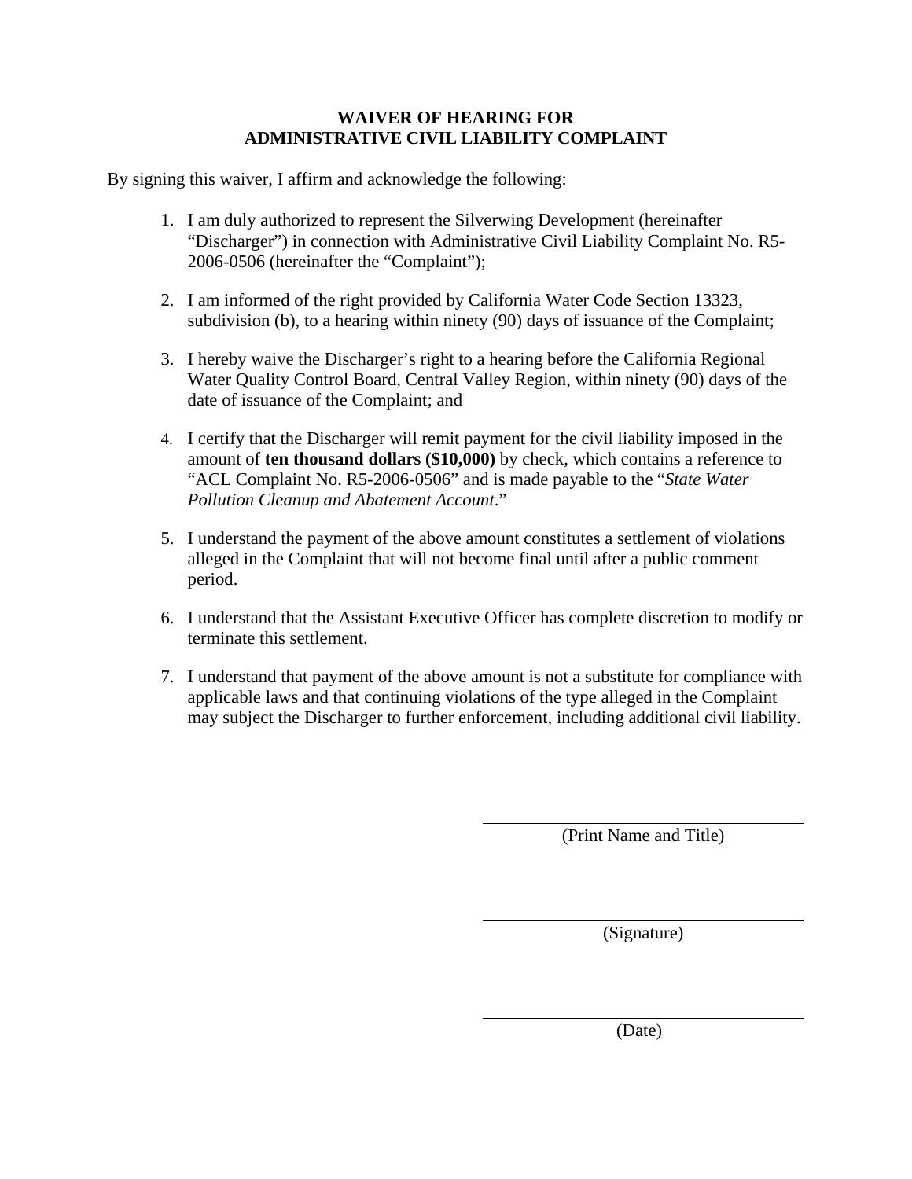# WAIVER OF HEARING FOR ADMINISTRATIVE CIVIL LIABILITY COMPLAINT

By signing this waiver, I affirm and acknowledge the following:

1. I am duly authorized to represent the Silverwing Development (hereinafter "Discharger") in connection with Administrative Civil Liability Complaint No. R5-2006-0506 (hereinafter the "Complaint");

2. I am informed of the right provided by California Water Code Section 13323, subdivision (b), to a hearing within ninety (90) days of issuance of the Complaint;

3. I hereby waive the Discharger's right to a hearing before the California Regional Water Quality Control Board, Central Valley Region, within ninety (90) days of the date of issuance of the Complaint; and

4. I certify that the Discharger will remit payment for the civil liability imposed in the amount of **ten thousand dollars ($10,000)** by check, which contains a reference to "ACL Complaint No. R5-2006-0506" and is made payable to the "*State Water Pollution Cleanup and Abatement Account*."

5. I understand the payment of the above amount constitutes a settlement of violations alleged in the Complaint that will not become final until after a public comment period.

6. I understand that the Assistant Executive Officer has complete discretion to modify or terminate this settlement.

7. I understand that payment of the above amount is not a substitute for compliance with applicable laws and that continuing violations of the type alleged in the Complaint may subject the Discharger to further enforcement, including additional civil liability.

\_\_\_\_\_\_\_\_\_\_\_\_\_\_\_\_\_\_\_\_\_\_\_\_\_\_\_\_\_\_\_\_\_\_\_\_

(Print Name and Title)

\_\_\_\_\_\_\_\_\_\_\_\_\_\_\_\_\_\_\_\_\_\_\_\_\_\_\_\_\_\_\_\_\_\_\_\_

(Signature)

\_\_\_\_\_\_\_\_\_\_\_\_\_\_\_\_\_\_\_\_\_\_\_\_\_\_\_\_\_\_\_\_\_\_\_\_

(Date)